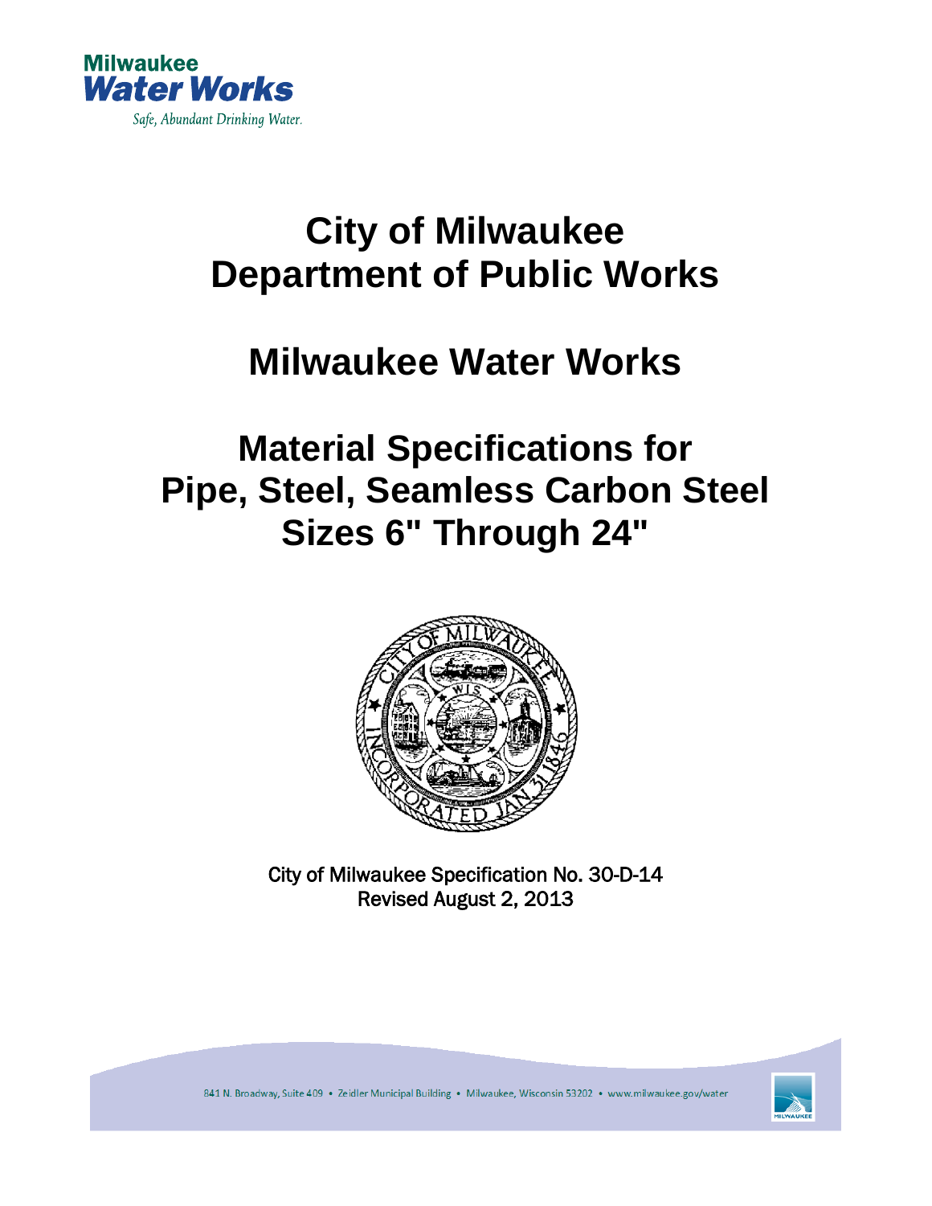Milwaukee
Water Works
Safe, Abundant Drinking Water.

# City of Milwaukee
# Department of Public Works

# Milwaukee Water Works

# Material Specifications for Pipe, Steel, Seamless Carbon Steel Sizes 6" Through 24"

City of Milwaukee Specification No. 30-D-14
Revised August 2, 2013

841 N. Broadway, Suite 409 • Zeidler Municipal Building • Milwaukee, Wisconsin 53202 • www.milwaukee.gov/water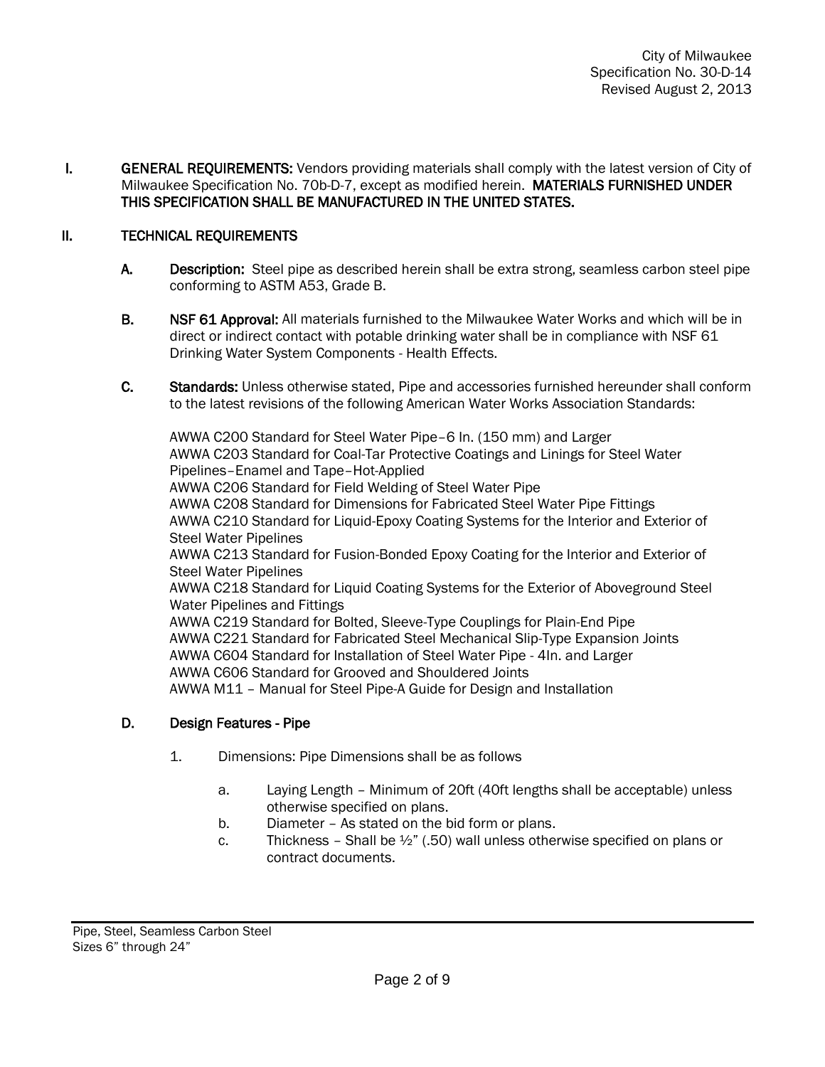City of Milwaukee
Specification No. 30-D-14
Revised August 2, 2013

**I. GENERAL REQUIREMENTS:** Vendors providing materials shall comply with the latest version of City of Milwaukee Specification No. 70b-D-7, except as modified herein. **MATERIALS FURNISHED UNDER THIS SPECIFICATION SHALL BE MANUFACTURED IN THE UNITED STATES.**

**II. TECHNICAL REQUIREMENTS**

**A. Description:** Steel pipe as described herein shall be extra strong, seamless carbon steel pipe conforming to ASTM A53, Grade B.

**B. NSF 61 Approval:** All materials furnished to the Milwaukee Water Works and which will be in direct or indirect contact with potable drinking water shall be in compliance with NSF 61 Drinking Water System Components - Health Effects.

**C. Standards:** Unless otherwise stated, Pipe and accessories furnished hereunder shall conform to the latest revisions of the following American Water Works Association Standards:

AWWA C200 Standard for Steel Water Pipe–6 In. (150 mm) and Larger
AWWA C203 Standard for Coal-Tar Protective Coatings and Linings for Steel Water Pipelines–Enamel and Tape–Hot-Applied
AWWA C206 Standard for Field Welding of Steel Water Pipe
AWWA C208 Standard for Dimensions for Fabricated Steel Water Pipe Fittings
AWWA C210 Standard for Liquid-Epoxy Coating Systems for the Interior and Exterior of Steel Water Pipelines
AWWA C213 Standard for Fusion-Bonded Epoxy Coating for the Interior and Exterior of Steel Water Pipelines
AWWA C218 Standard for Liquid Coating Systems for the Exterior of Aboveground Steel Water Pipelines and Fittings
AWWA C219 Standard for Bolted, Sleeve-Type Couplings for Plain-End Pipe
AWWA C221 Standard for Fabricated Steel Mechanical Slip-Type Expansion Joints
AWWA C604 Standard for Installation of Steel Water Pipe - 4In. and Larger
AWWA C606 Standard for Grooved and Shouldered Joints
AWWA M11 – Manual for Steel Pipe-A Guide for Design and Installation

**D. Design Features - Pipe**

1. Dimensions: Pipe Dimensions shall be as follows

   a. Laying Length – Minimum of 20ft (40ft lengths shall be acceptable) unless otherwise specified on plans.
   b. Diameter – As stated on the bid form or plans.
   c. Thickness – Shall be ½" (.50) wall unless otherwise specified on plans or contract documents.

Pipe, Steel, Seamless Carbon Steel
Sizes 6" through 24"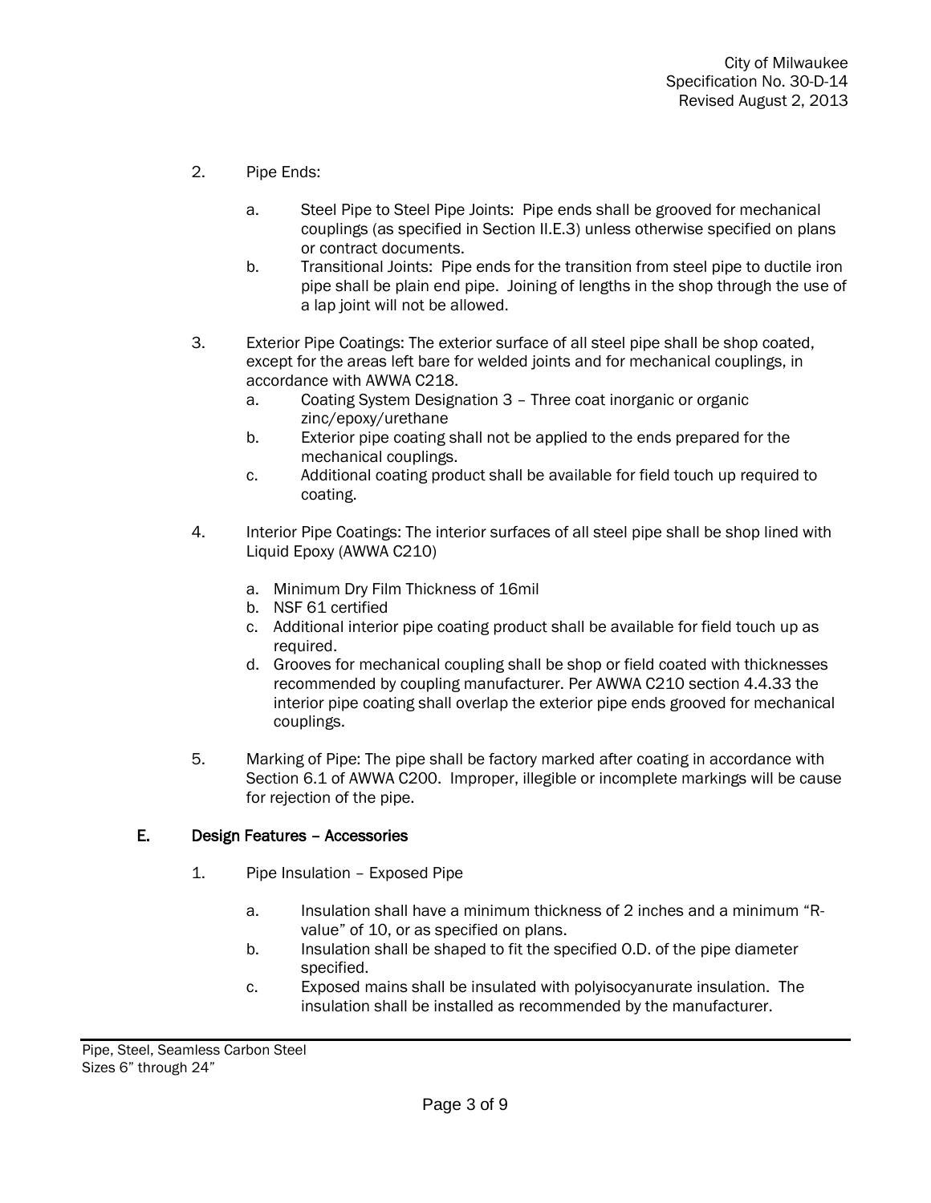2. Pipe Ends:

   a. Steel Pipe to Steel Pipe Joints: Pipe ends shall be grooved for mechanical couplings (as specified in Section II.E.3) unless otherwise specified on plans or contract documents.
   
   b. Transitional Joints: Pipe ends for the transition from steel pipe to ductile iron pipe shall be plain end pipe. Joining of lengths in the shop through the use of a lap joint will not be allowed.

3. Exterior Pipe Coatings: The exterior surface of all steel pipe shall be shop coated, except for the areas left bare for welded joints and for mechanical couplings, in accordance with AWWA C218.
   
   a. Coating System Designation 3 – Three coat inorganic or organic zinc/epoxy/urethane
   
   b. Exterior pipe coating shall not be applied to the ends prepared for the mechanical couplings.
   
   c. Additional coating product shall be available for field touch up required to coating.

4. Interior Pipe Coatings: The interior surfaces of all steel pipe shall be shop lined with Liquid Epoxy (AWWA C210)

   a. Minimum Dry Film Thickness of 16mil
   
   b. NSF 61 certified
   
   c. Additional interior pipe coating product shall be available for field touch up as required.
   
   d. Grooves for mechanical coupling shall be shop or field coated with thicknesses recommended by coupling manufacturer. Per AWWA C210 section 4.4.33 the interior pipe coating shall overlap the exterior pipe ends grooved for mechanical couplings.

5. Marking of Pipe: The pipe shall be factory marked after coating in accordance with Section 6.1 of AWWA C200. Improper, illegible or incomplete markings will be cause for rejection of the pipe.

## E. Design Features – Accessories

1. Pipe Insulation – Exposed Pipe

   a. Insulation shall have a minimum thickness of 2 inches and a minimum “R-value” of 10, or as specified on plans.
   
   b. Insulation shall be shaped to fit the specified O.D. of the pipe diameter specified.
   
   c. Exposed mains shall be insulated with polyisocyanurate insulation. The insulation shall be installed as recommended by the manufacturer.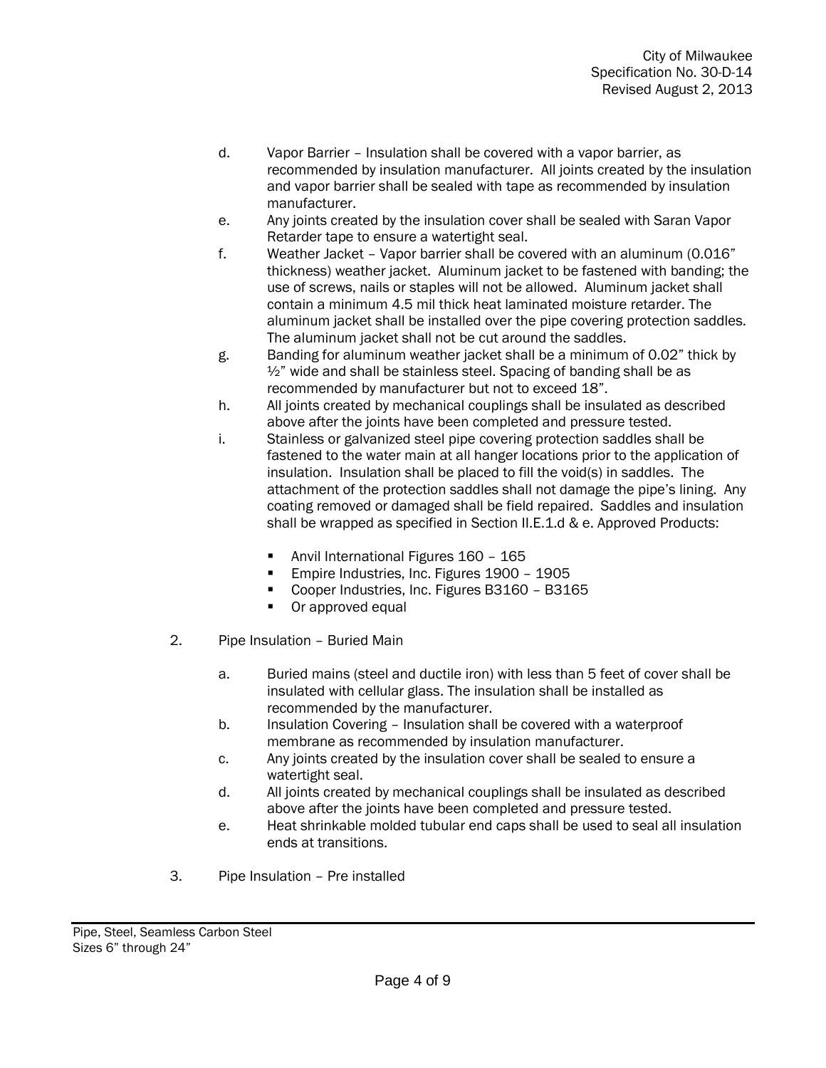d. Vapor Barrier – Insulation shall be covered with a vapor barrier, as recommended by insulation manufacturer. All joints created by the insulation and vapor barrier shall be sealed with tape as recommended by insulation manufacturer.

e. Any joints created by the insulation cover shall be sealed with Saran Vapor Retarder tape to ensure a watertight seal.

f. Weather Jacket – Vapor barrier shall be covered with an aluminum (0.016" thickness) weather jacket. Aluminum jacket to be fastened with banding; the use of screws, nails or staples will not be allowed. Aluminum jacket shall contain a minimum 4.5 mil thick heat laminated moisture retarder. The aluminum jacket shall be installed over the pipe covering protection saddles. The aluminum jacket shall not be cut around the saddles.

g. Banding for aluminum weather jacket shall be a minimum of 0.02" thick by ½" wide and shall be stainless steel. Spacing of banding shall be as recommended by manufacturer but not to exceed 18".

h. All joints created by mechanical couplings shall be insulated as described above after the joints have been completed and pressure tested.

i. Stainless or galvanized steel pipe covering protection saddles shall be fastened to the water main at all hanger locations prior to the application of insulation. Insulation shall be placed to fill the void(s) in saddles. The attachment of the protection saddles shall not damage the pipe's lining. Any coating removed or damaged shall be field repaired. Saddles and insulation shall be wrapped as specified in Section II.E.1.d & e. Approved Products:

   - Anvil International Figures 160 – 165
   - Empire Industries, Inc. Figures 1900 – 1905
   - Cooper Industries, Inc. Figures B3160 – B3165
   - Or approved equal

2. Pipe Insulation – Buried Main

   a. Buried mains (steel and ductile iron) with less than 5 feet of cover shall be insulated with cellular glass. The insulation shall be installed as recommended by the manufacturer.

   b. Insulation Covering – Insulation shall be covered with a waterproof membrane as recommended by insulation manufacturer.

   c. Any joints created by the insulation cover shall be sealed to ensure a watertight seal.

   d. All joints created by mechanical couplings shall be insulated as described above after the joints have been completed and pressure tested.

   e. Heat shrinkable molded tubular end caps shall be used to seal all insulation ends at transitions.

3. Pipe Insulation – Pre installed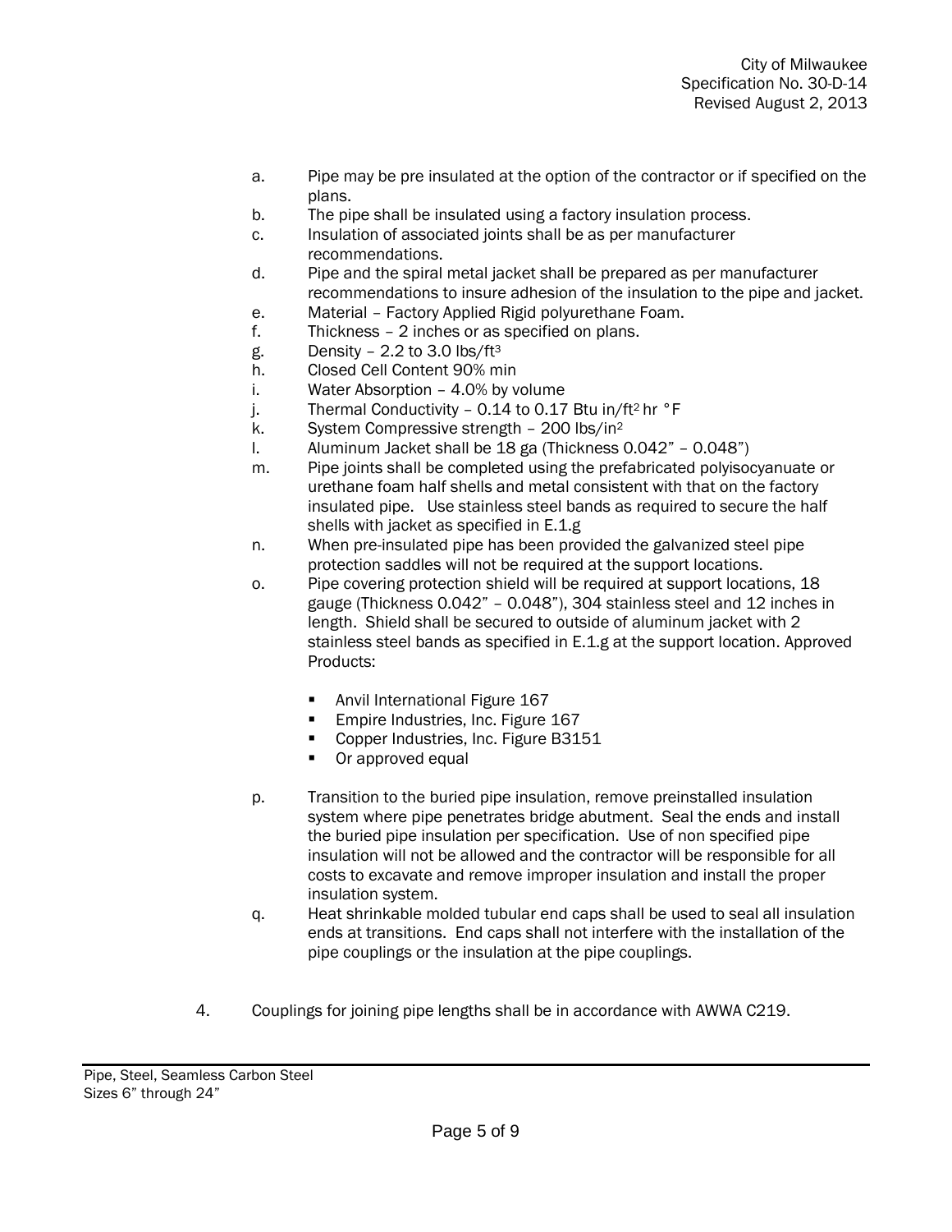a. Pipe may be pre insulated at the option of the contractor or if specified on the plans.
b. The pipe shall be insulated using a factory insulation process.
c. Insulation of associated joints shall be as per manufacturer recommendations.
d. Pipe and the spiral metal jacket shall be prepared as per manufacturer recommendations to insure adhesion of the insulation to the pipe and jacket.
e. Material – Factory Applied Rigid polyurethane Foam.
f. Thickness – 2 inches or as specified on plans.
g. Density – 2.2 to 3.0 lbs/ft$^3$
h. Closed Cell Content 90% min
i. Water Absorption – 4.0% by volume
j. Thermal Conductivity – 0.14 to 0.17 Btu in/ft$^2$ hr °F
k. System Compressive strength – 200 lbs/in$^2$
l. Aluminum Jacket shall be 18 ga (Thickness 0.042" – 0.048")
m. Pipe joints shall be completed using the prefabricated polyisocyanuate or urethane foam half shells and metal consistent with that on the factory insulated pipe. Use stainless steel bands as required to secure the half shells with jacket as specified in E.1.g
n. When pre-insulated pipe has been provided the galvanized steel pipe protection saddles will not be required at the support locations.
o. Pipe covering protection shield will be required at support locations, 18 gauge (Thickness 0.042" – 0.048"), 304 stainless steel and 12 inches in length. Shield shall be secured to outside of aluminum jacket with 2 stainless steel bands as specified in E.1.g at the support location. Approved Products:
    - Anvil International Figure 167
    - Empire Industries, Inc. Figure 167
    - Copper Industries, Inc. Figure B3151
    - Or approved equal
p. Transition to the buried pipe insulation, remove preinstalled insulation system where pipe penetrates bridge abutment. Seal the ends and install the buried pipe insulation per specification. Use of non specified pipe insulation will not be allowed and the contractor will be responsible for all costs to excavate and remove improper insulation and install the proper insulation system.
q. Heat shrinkable molded tubular end caps shall be used to seal all insulation ends at transitions. End caps shall not interfere with the installation of the pipe couplings or the insulation at the pipe couplings.

4. Couplings for joining pipe lengths shall be in accordance with AWWA C219.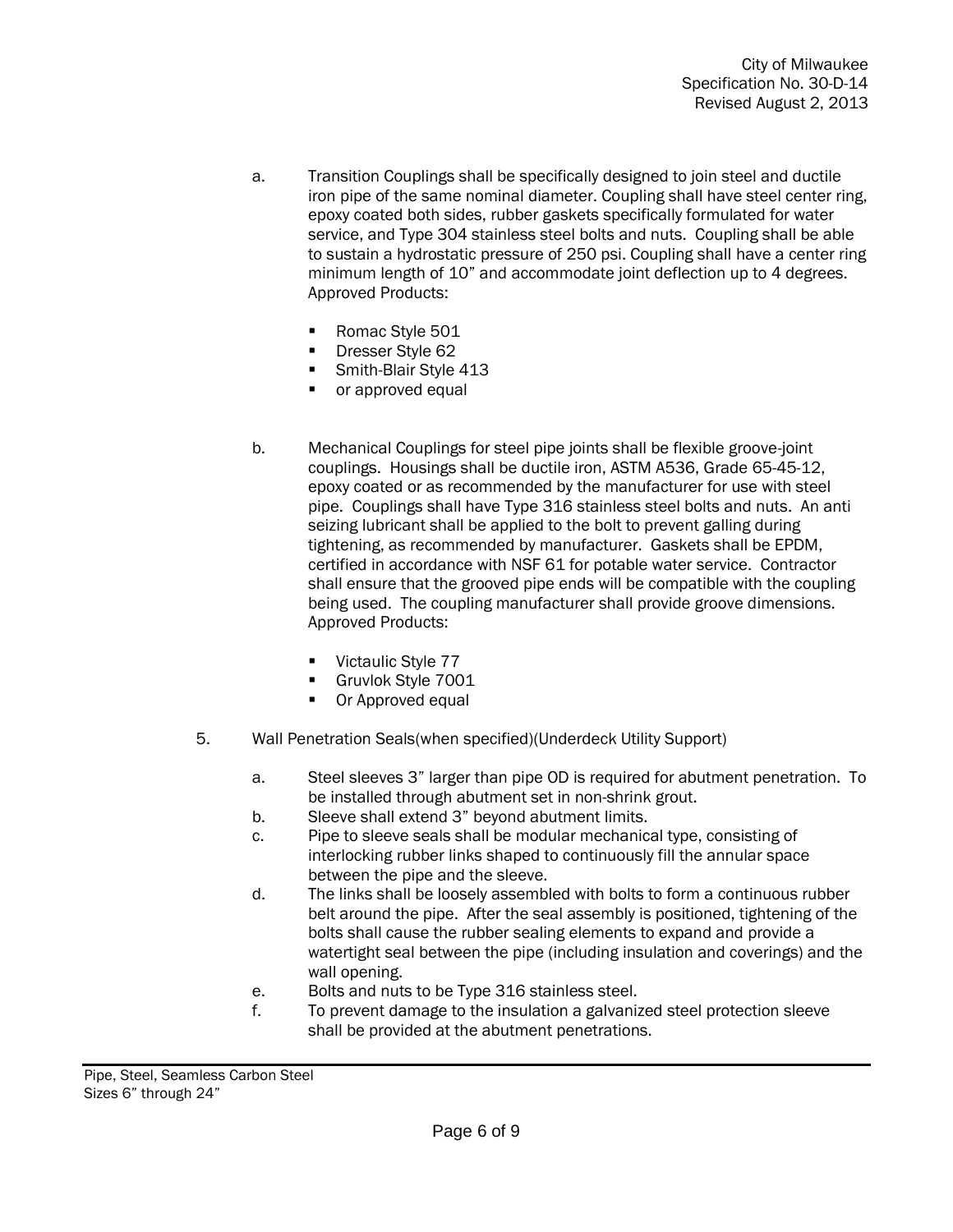a. Transition Couplings shall be specifically designed to join steel and ductile iron pipe of the same nominal diameter. Coupling shall have steel center ring, epoxy coated both sides, rubber gaskets specifically formulated for water service, and Type 304 stainless steel bolts and nuts. Coupling shall be able to sustain a hydrostatic pressure of 250 psi. Coupling shall have a center ring minimum length of 10" and accommodate joint deflection up to 4 degrees. Approved Products:

   - Romac Style 501
   - Dresser Style 62
   - Smith-Blair Style 413
   - or approved equal

b. Mechanical Couplings for steel pipe joints shall be flexible groove-joint couplings. Housings shall be ductile iron, ASTM A536, Grade 65-45-12, epoxy coated or as recommended by the manufacturer for use with steel pipe. Couplings shall have Type 316 stainless steel bolts and nuts. An anti seizing lubricant shall be applied to the bolt to prevent galling during tightening, as recommended by manufacturer. Gaskets shall be EPDM, certified in accordance with NSF 61 for potable water service. Contractor shall ensure that the grooved pipe ends will be compatible with the coupling being used. The coupling manufacturer shall provide groove dimensions. Approved Products:

   - Victaulic Style 77
   - Gruvlok Style 7001
   - Or Approved equal

5. Wall Penetration Seals(when specified)(Underdeck Utility Support)

   a. Steel sleeves 3" larger than pipe OD is required for abutment penetration. To be installed through abutment set in non-shrink grout.
   b. Sleeve shall extend 3" beyond abutment limits.
   c. Pipe to sleeve seals shall be modular mechanical type, consisting of interlocking rubber links shaped to continuously fill the annular space between the pipe and the sleeve.
   d. The links shall be loosely assembled with bolts to form a continuous rubber belt around the pipe. After the seal assembly is positioned, tightening of the bolts shall cause the rubber sealing elements to expand and provide a watertight seal between the pipe (including insulation and coverings) and the wall opening.
   e. Bolts and nuts to be Type 316 stainless steel.
   f. To prevent damage to the insulation a galvanized steel protection sleeve shall be provided at the abutment penetrations.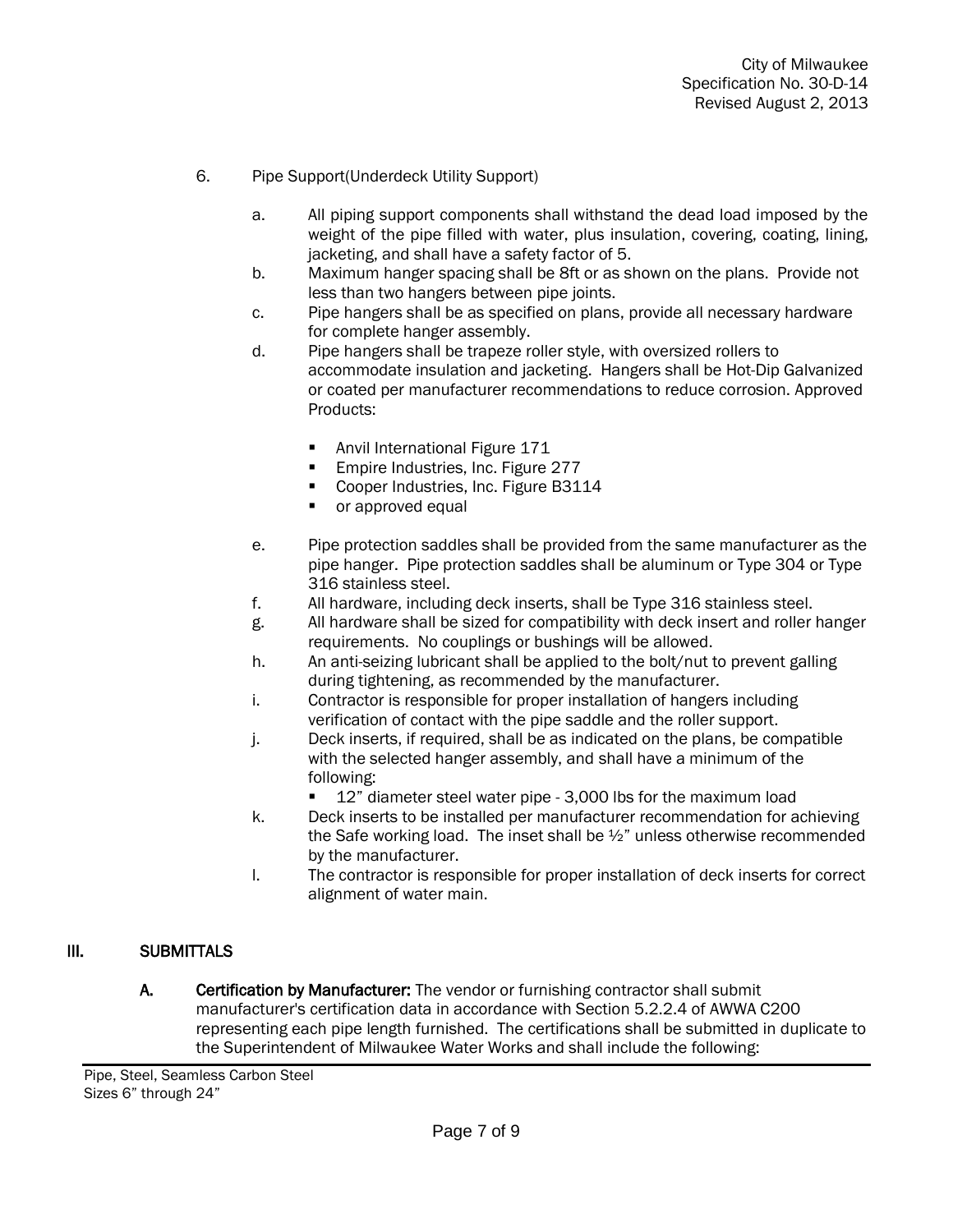6. Pipe Support(Underdeck Utility Support)

   a. All piping support components shall withstand the dead load imposed by the weight of the pipe filled with water, plus insulation, covering, coating, lining, jacketing, and shall have a safety factor of 5.
   b. Maximum hanger spacing shall be 8ft or as shown on the plans. Provide not less than two hangers between pipe joints.
   c. Pipe hangers shall be as specified on plans, provide all necessary hardware for complete hanger assembly.
   d. Pipe hangers shall be trapeze roller style, with oversized rollers to accommodate insulation and jacketing. Hangers shall be Hot-Dip Galvanized or coated per manufacturer recommendations to reduce corrosion. Approved Products:

      - Anvil International Figure 171
      - Empire Industries, Inc. Figure 277
      - Cooper Industries, Inc. Figure B3114
      - or approved equal

   e. Pipe protection saddles shall be provided from the same manufacturer as the pipe hanger. Pipe protection saddles shall be aluminum or Type 304 or Type 316 stainless steel.
   f. All hardware, including deck inserts, shall be Type 316 stainless steel.
   g. All hardware shall be sized for compatibility with deck insert and roller hanger requirements. No couplings or bushings will be allowed.
   h. An anti-seizing lubricant shall be applied to the bolt/nut to prevent galling during tightening, as recommended by the manufacturer.
   i. Contractor is responsible for proper installation of hangers including verification of contact with the pipe saddle and the roller support.
   j. Deck inserts, if required, shall be as indicated on the plans, be compatible with the selected hanger assembly, and shall have a minimum of the following:
      - 12" diameter steel water pipe - 3,000 lbs for the maximum load
   k. Deck inserts to be installed per manufacturer recommendation for achieving the Safe working load. The inset shall be ½" unless otherwise recommended by the manufacturer.
   l. The contractor is responsible for proper installation of deck inserts for correct alignment of water main.

## III. SUBMITTALS

**A. Certification by Manufacturer:** The vendor or furnishing contractor shall submit manufacturer's certification data in accordance with Section 5.2.2.4 of AWWA C200 representing each pipe length furnished. The certifications shall be submitted in duplicate to the Superintendent of Milwaukee Water Works and shall include the following: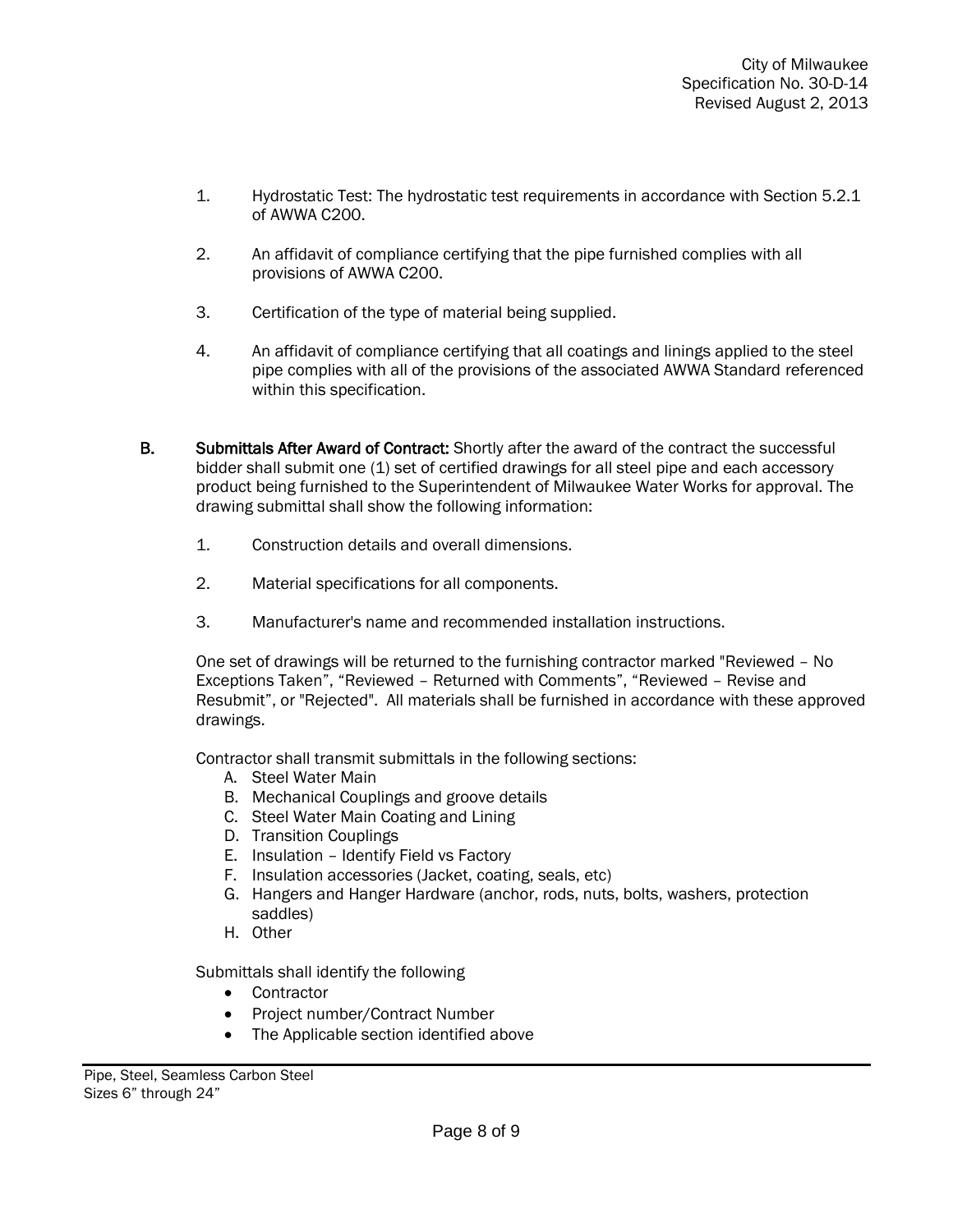1. Hydrostatic Test: The hydrostatic test requirements in accordance with Section 5.2.1 of AWWA C200.

2. An affidavit of compliance certifying that the pipe furnished complies with all provisions of AWWA C200.

3. Certification of the type of material being supplied.

4. An affidavit of compliance certifying that all coatings and linings applied to the steel pipe complies with all of the provisions of the associated AWWA Standard referenced within this specification.

**B. Submittals After Award of Contract:** Shortly after the award of the contract the successful bidder shall submit one (1) set of certified drawings for all steel pipe and each accessory product being furnished to the Superintendent of Milwaukee Water Works for approval. The drawing submittal shall show the following information:

1. Construction details and overall dimensions.

2. Material specifications for all components.

3. Manufacturer's name and recommended installation instructions.

One set of drawings will be returned to the furnishing contractor marked "Reviewed – No Exceptions Taken", "Reviewed – Returned with Comments", "Reviewed – Revise and Resubmit", or "Rejected". All materials shall be furnished in accordance with these approved drawings.

Contractor shall transmit submittals in the following sections:

A. Steel Water Main
B. Mechanical Couplings and groove details
C. Steel Water Main Coating and Lining
D. Transition Couplings
E. Insulation – Identify Field vs Factory
F. Insulation accessories (Jacket, coating, seals, etc)
G. Hangers and Hanger Hardware (anchor, rods, nuts, bolts, washers, protection saddles)
H. Other

Submittals shall identify the following

- Contractor
- Project number/Contract Number
- The Applicable section identified above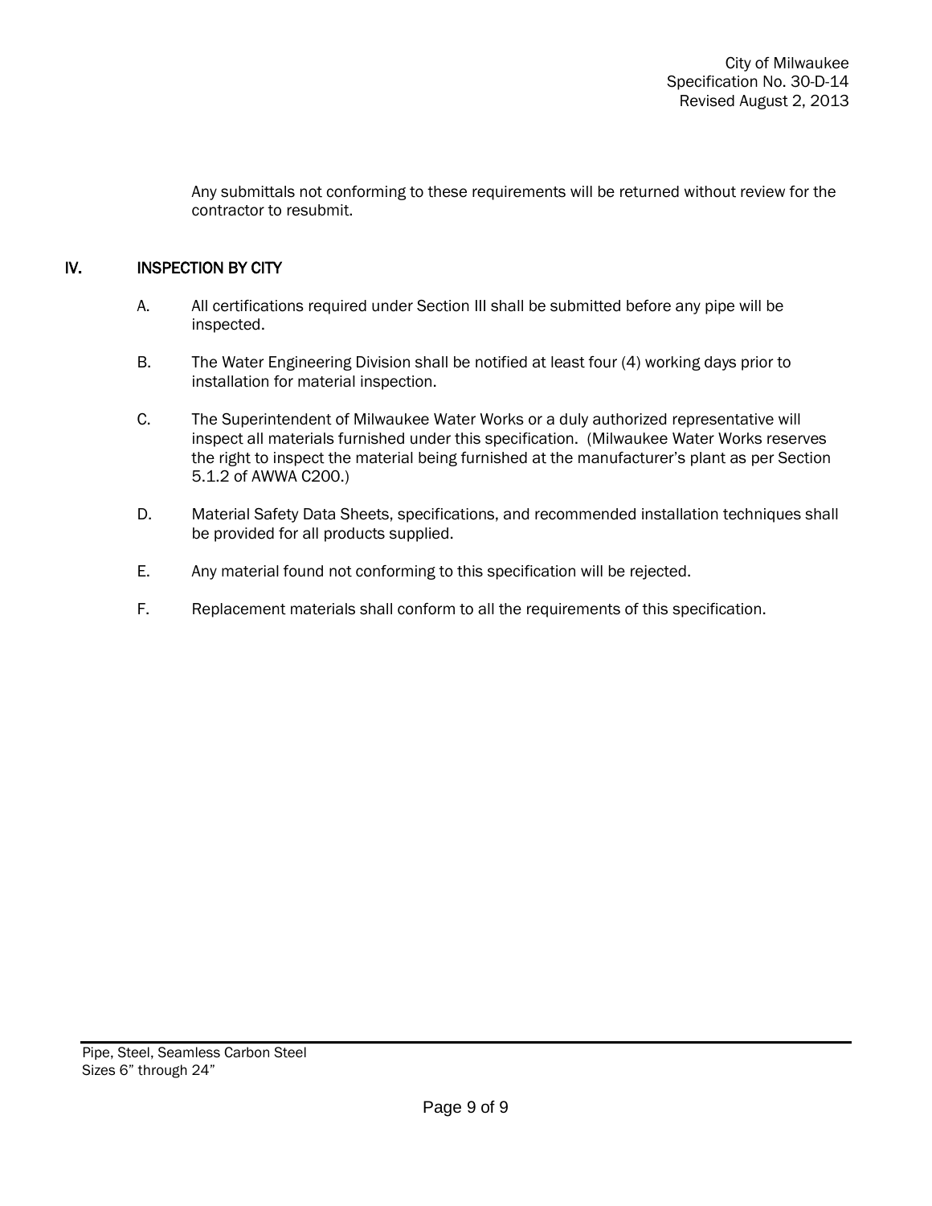Any submittals not conforming to these requirements will be returned without review for the contractor to resubmit.

## IV. INSPECTION BY CITY

A. All certifications required under Section III shall be submitted before any pipe will be inspected.

B. The Water Engineering Division shall be notified at least four (4) working days prior to installation for material inspection.

C. The Superintendent of Milwaukee Water Works or a duly authorized representative will inspect all materials furnished under this specification. (Milwaukee Water Works reserves the right to inspect the material being furnished at the manufacturer's plant as per Section 5.1.2 of AWWA C200.)

D. Material Safety Data Sheets, specifications, and recommended installation techniques shall be provided for all products supplied.

E. Any material found not conforming to this specification will be rejected.

F. Replacement materials shall conform to all the requirements of this specification.